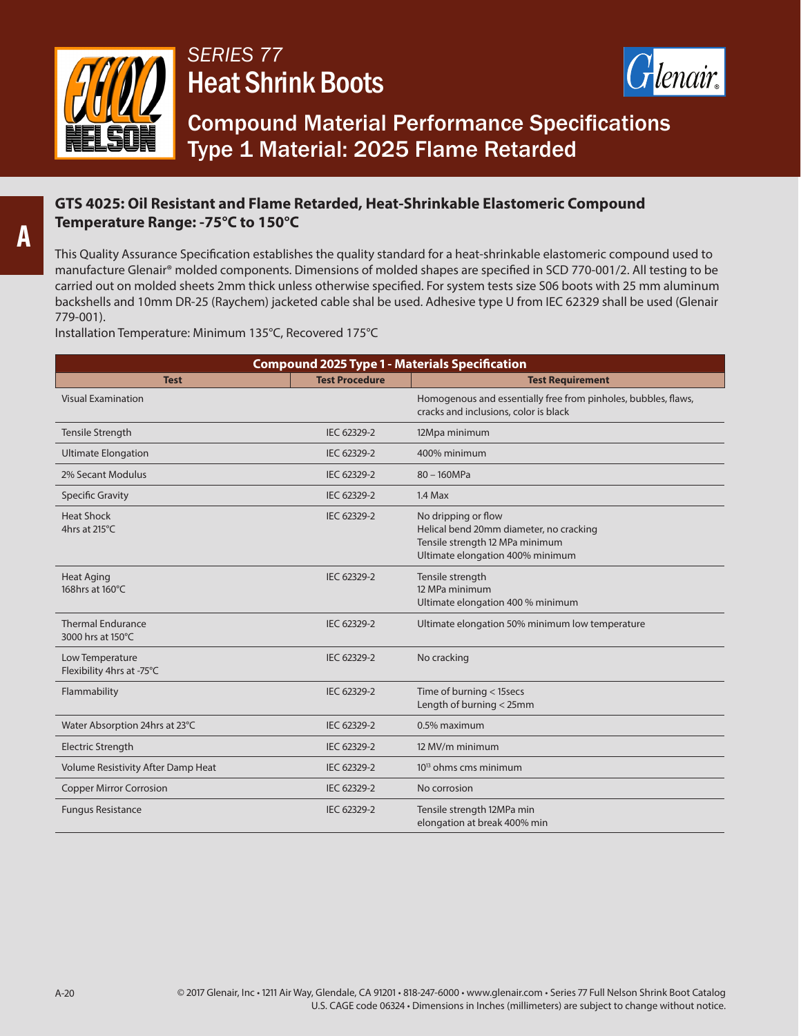*SERIES 77*

# Heat Shrink Boots

## Compound Material Performance Specifications
## Type 1 Material: 2025 Flame Retarded

### GTS 4025: Oil Resistant and Flame Retarded, Heat-Shrinkable Elastomeric Compound
### Temperature Range: -75°C to 150°C

This Quality Assurance Specification establishes the quality standard for a heat-shrinkable elastomeric compound used to manufacture Glenair® molded components. Dimensions of molded shapes are specified in SCD 770-001/2. All testing to be carried out on molded sheets 2mm thick unless otherwise specified. For system tests size S06 boots with 25 mm aluminum backshells and 10mm DR-25 (Raychem) jacketed cable shal be used. Adhesive type U from IEC 62329 shall be used (Glenair 779-001).

Installation Temperature: Minimum 135°C, Recovered 175°C

| Compound 2025 Type 1 - Materials Specification | | |
|---|---|---|
| **Test** | **Test Procedure** | **Test Requirement** |
| Visual Examination | | Homogenous and essentially free from pinholes, bubbles, flaws, cracks and inclusions, color is black |
| Tensile Strength | IEC 62329-2 | 12Mpa minimum |
| Ultimate Elongation | IEC 62329-2 | 400% minimum |
| 2% Secant Modulus | IEC 62329-2 | 80 – 160MPa |
| Specific Gravity | IEC 62329-2 | 1.4 Max |
| Heat Shock<br>4hrs at 215°C | IEC 62329-2 | No dripping or flow<br>Helical bend 20mm diameter, no cracking<br>Tensile strength 12 MPa minimum<br>Ultimate elongation 400% minimum |
| Heat Aging<br>168hrs at 160°C | IEC 62329-2 | Tensile strength<br>12 MPa minimum<br>Ultimate elongation 400 % minimum |
| Thermal Endurance<br>3000 hrs at 150°C | IEC 62329-2 | Ultimate elongation 50% minimum low temperature |
| Low Temperature<br>Flexibility 4hrs at -75°C | IEC 62329-2 | No cracking |
| Flammability | IEC 62329-2 | Time of burning < 15secs<br>Length of burning < 25mm |
| Water Absorption 24hrs at 23°C | IEC 62329-2 | 0.5% maximum |
| Electric Strength | IEC 62329-2 | 12 MV/m minimum |
| Volume Resistivity After Damp Heat | IEC 62329-2 | $10^{13}$ ohms cms minimum |
| Copper Mirror Corrosion | IEC 62329-2 | No corrosion |
| Fungus Resistance | IEC 62329-2 | Tensile strength 12MPa min<br>elongation at break 400% min |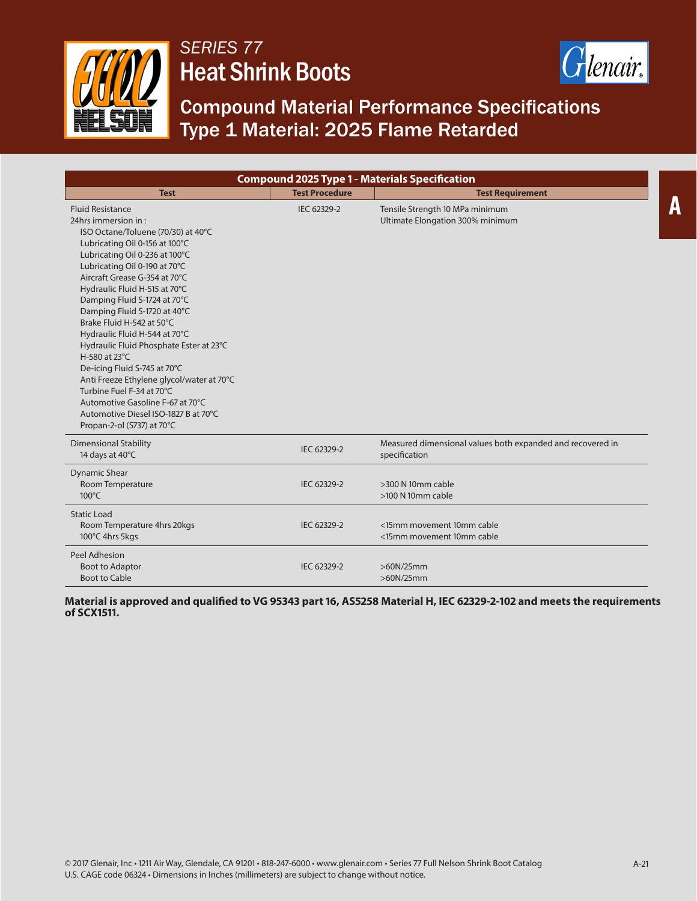# SERIES 77
# Heat Shrink Boots

## Compound Material Performance Specifications
## Type 1 Material: 2025 Flame Retarded

| Compound 2025 Type 1 - Materials Specification | | |
|---|---|---|
| **Test** | **Test Procedure** | **Test Requirement** |
| Fluid Resistance<br>24hrs immersion in :<br>ISO Octane/Toluene (70/30) at 40°C<br>Lubricating Oil 0-156 at 100°C<br>Lubricating Oil 0-236 at 100°C<br>Lubricating Oil 0-190 at 70°C<br>Aircraft Grease G-354 at 70°C<br>Hydraulic Fluid H-515 at 70°C<br>Damping Fluid S-1724 at 70°C<br>Damping Fluid S-1720 at 40°C<br>Brake Fluid H-542 at 50°C<br>Hydraulic Fluid H-544 at 70°C<br>Hydraulic Fluid Phosphate Ester at 23°C<br>H-580 at 23°C<br>De-icing Fluid S-745 at 70°C<br>Anti Freeze Ethylene glycol/water at 70°C<br>Turbine Fuel F-34 at 70°C<br>Automotive Gasoline F-67 at 70°C<br>Automotive Diesel ISO-1827 B at 70°C<br>Propan-2-ol (S737) at 70°C | IEC 62329-2 | Tensile Strength 10 MPa minimum<br>Ultimate Elongation 300% minimum |
| Dimensional Stability<br>14 days at 40°C | IEC 62329-2 | Measured dimensional values both expanded and recovered in specification |
| Dynamic Shear<br>Room Temperature<br>100°C | IEC 62329-2 | >300 N 10mm cable<br>>100 N 10mm cable |
| Static Load<br>Room Temperature 4hrs 20kgs<br>100°C 4hrs 5kgs | IEC 62329-2 | <15mm movement 10mm cable<br><15mm movement 10mm cable |
| Peel Adhesion<br>Boot to Adaptor<br>Boot to Cable | IEC 62329-2 | >60N/25mm<br>>60N/25mm |

**Material is approved and qualified to VG 95343 part 16, AS5258 Material H, IEC 62329-2-102 and meets the requirements of SCX1511.**